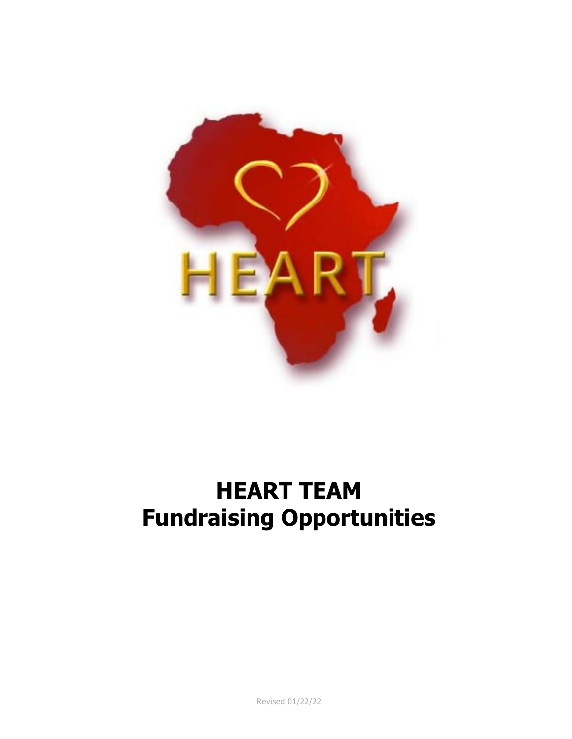# HEART TEAM
# Fundraising Opportunities

Revised 01/22/22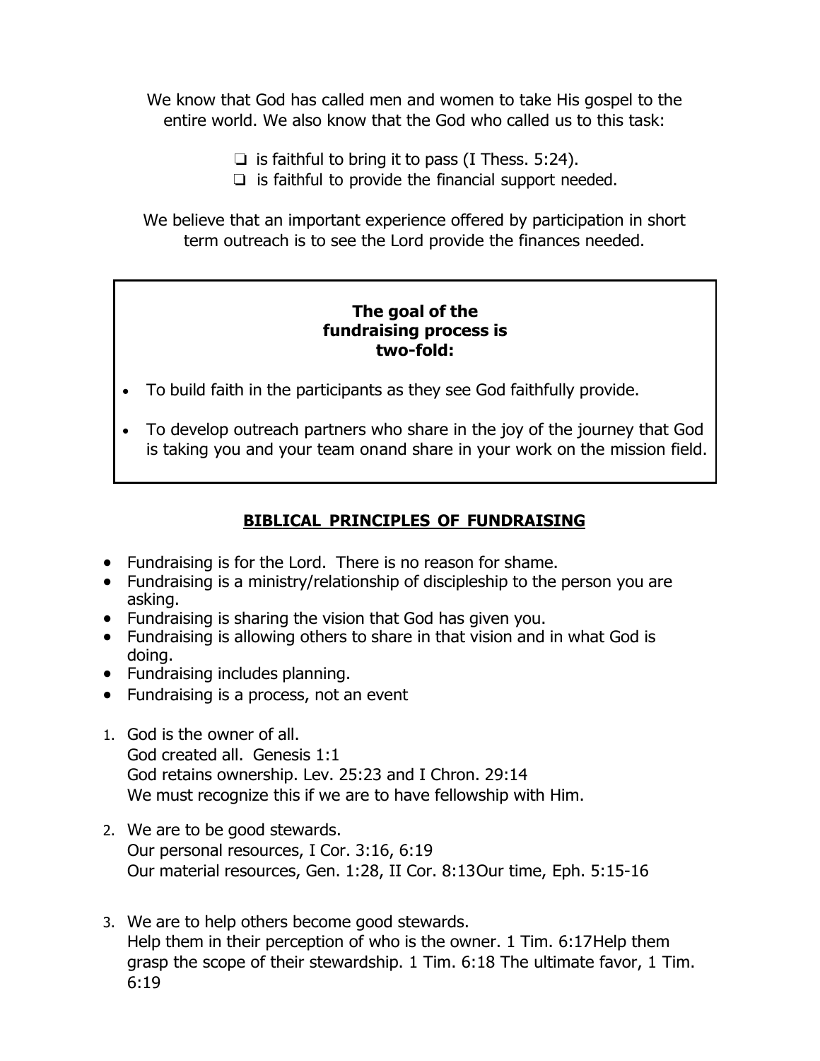We know that God has called men and women to take His gospel to the entire world. We also know that the God who called us to this task:

- ❑ is faithful to bring it to pass (I Thess. 5:24).
- ❑ is faithful to provide the financial support needed.

We believe that an important experience offered by participation in short term outreach is to see the Lord provide the finances needed.

**The goal of the fundraising process is two-fold:**

- To build faith in the participants as they see God faithfully provide.
- To develop outreach partners who share in the joy of the journey that God is taking you and your team onand share in your work on the mission field.

## **BIBLICAL PRINCIPLES OF FUNDRAISING**

- Fundraising is for the Lord. There is no reason for shame.
- Fundraising is a ministry/relationship of discipleship to the person you are asking.
- Fundraising is sharing the vision that God has given you.
- Fundraising is allowing others to share in that vision and in what God is doing.
- Fundraising includes planning.
- Fundraising is a process, not an event

1. God is the owner of all.
   God created all. Genesis 1:1
   God retains ownership. Lev. 25:23 and I Chron. 29:14
   We must recognize this if we are to have fellowship with Him.

2. We are to be good stewards.
   Our personal resources, I Cor. 3:16, 6:19
   Our material resources, Gen. 1:28, II Cor. 8:13Our time, Eph. 5:15-16

3. We are to help others become good stewards.
   Help them in their perception of who is the owner. 1 Tim. 6:17Help them grasp the scope of their stewardship. 1 Tim. 6:18 The ultimate favor, 1 Tim. 6:19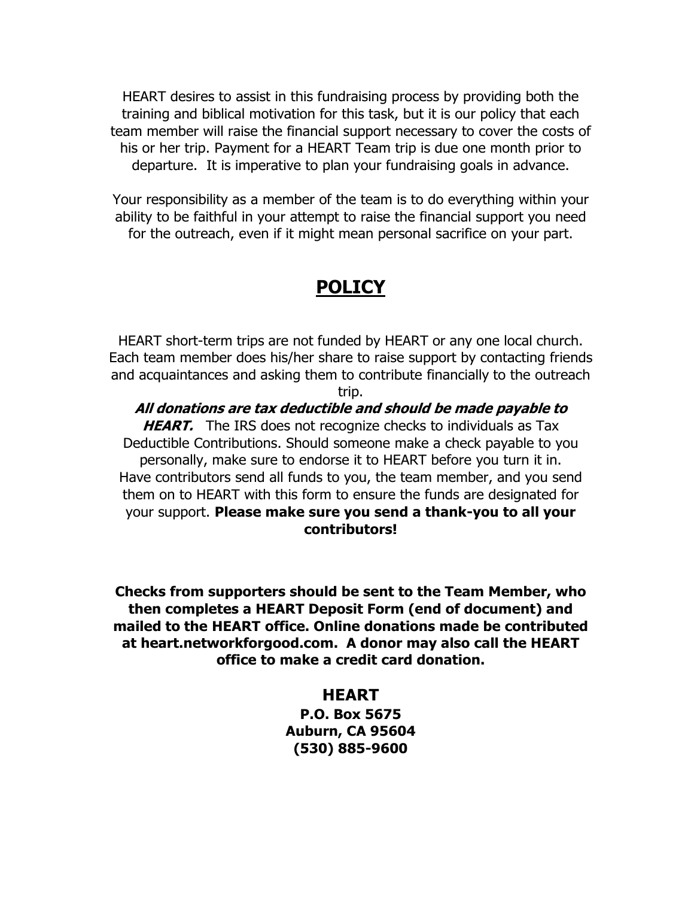HEART desires to assist in this fundraising process by providing both the training and biblical motivation for this task, but it is our policy that each team member will raise the financial support necessary to cover the costs of his or her trip. Payment for a HEART Team trip is due one month prior to departure. It is imperative to plan your fundraising goals in advance.

Your responsibility as a member of the team is to do everything within your ability to be faithful in your attempt to raise the financial support you need for the outreach, even if it might mean personal sacrifice on your part.

## POLICY

HEART short-term trips are not funded by HEART or any one local church. Each team member does his/her share to raise support by contacting friends and acquaintances and asking them to contribute financially to the outreach trip.

***All donations are tax deductible and should be made payable to HEART.*** The IRS does not recognize checks to individuals as Tax Deductible Contributions. Should someone make a check payable to you personally, make sure to endorse it to HEART before you turn it in. Have contributors send all funds to you, the team member, and you send them on to HEART with this form to ensure the funds are designated for your support. **Please make sure you send a thank-you to all your contributors!**

**Checks from supporters should be sent to the Team Member, who then completes a HEART Deposit Form (end of document) and mailed to the HEART office. Online donations made be contributed at heart.networkforgood.com. A donor may also call the HEART office to make a credit card donation.**

**HEART**
**P.O. Box 5675**
**Auburn, CA 95604**
**(530) 885-9600**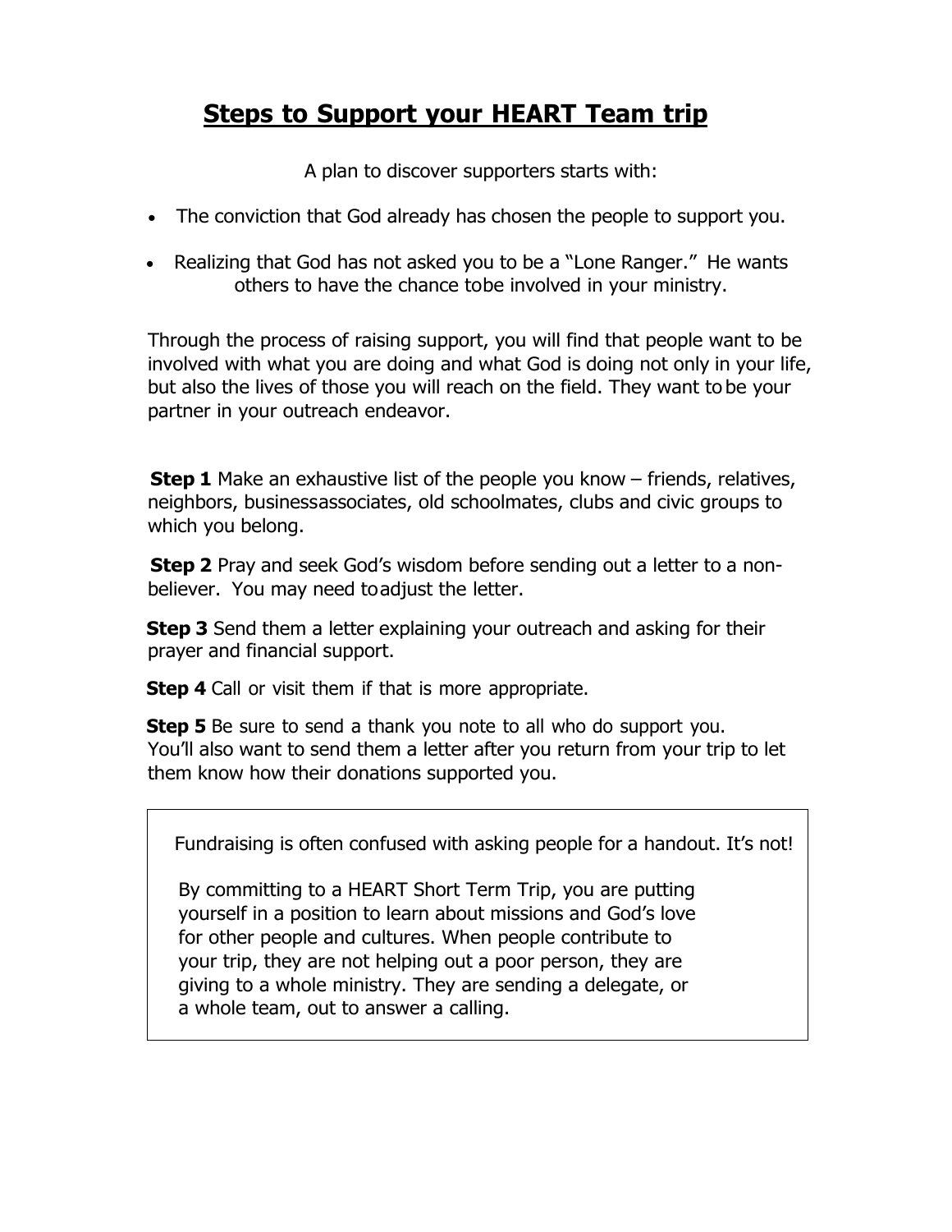# **Steps to Support your HEART Team trip**

A plan to discover supporters starts with:

- The conviction that God already has chosen the people to support you.
- Realizing that God has not asked you to be a "Lone Ranger." He wants others to have the chance tobe involved in your ministry.

Through the process of raising support, you will find that people want to be involved with what you are doing and what God is doing not only in your life, but also the lives of those you will reach on the field. They want to be your partner in your outreach endeavor.

**Step 1** Make an exhaustive list of the people you know – friends, relatives, neighbors, businessassociates, old schoolmates, clubs and civic groups to which you belong.

**Step 2** Pray and seek God's wisdom before sending out a letter to a non-believer. You may need toadjust the letter.

**Step 3** Send them a letter explaining your outreach and asking for their prayer and financial support.

**Step 4** Call or visit them if that is more appropriate.

**Step 5** Be sure to send a thank you note to all who do support you. You'll also want to send them a letter after you return from your trip to let them know how their donations supported you.

Fundraising is often confused with asking people for a handout. It's not!

By committing to a HEART Short Term Trip, you are putting yourself in a position to learn about missions and God's love for other people and cultures. When people contribute to your trip, they are not helping out a poor person, they are giving to a whole ministry. They are sending a delegate, or a whole team, out to answer a calling.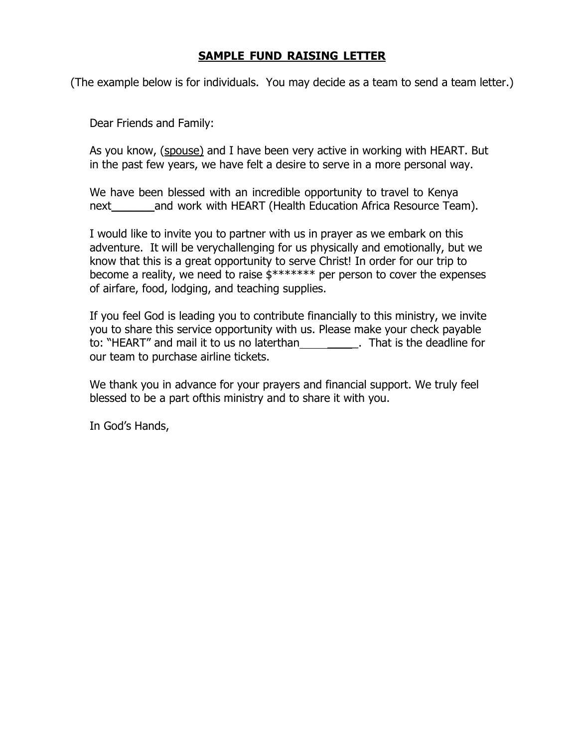**SAMPLE FUND RAISING LETTER**

(The example below is for individuals. You may decide as a team to send a team letter.)

Dear Friends and Family:

As you know, (spouse) and I have been very active in working with HEART. But in the past few years, we have felt a desire to serve in a more personal way.

We have been blessed with an incredible opportunity to travel to Kenya next_______ and work with HEART (Health Education Africa Resource Team).

I would like to invite you to partner with us in prayer as we embark on this adventure. It will be verychallenging for us physically and emotionally, but we know that this is a great opportunity to serve Christ! In order for our trip to become a reality, we need to raise $******* per person to cover the expenses of airfare, food, lodging, and teaching supplies.

If you feel God is leading you to contribute financially to this ministry, we invite you to share this service opportunity with us. Please make your check payable to: "HEART" and mail it to us no laterthan__________. That is the deadline for our team to purchase airline tickets.

We thank you in advance for your prayers and financial support. We truly feel blessed to be a part ofthis ministry and to share it with you.

In God's Hands,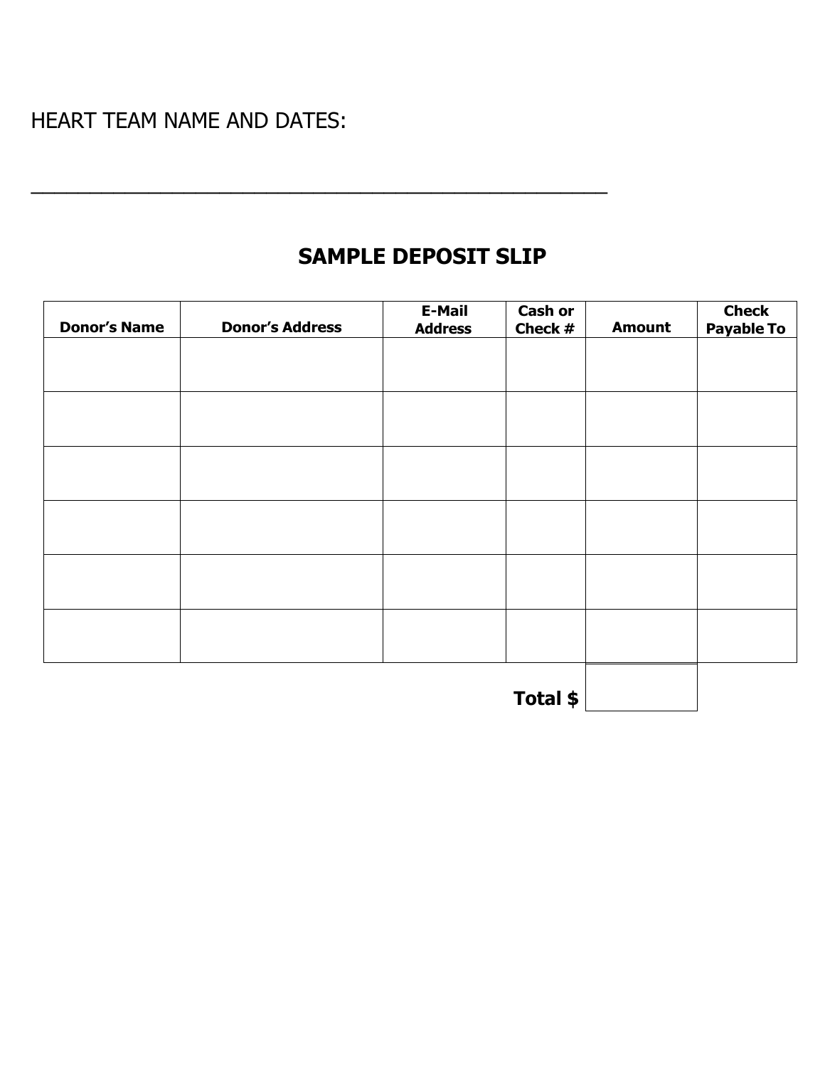HEART TEAM NAME AND DATES:

_______________________________________________

## SAMPLE DEPOSIT SLIP

| Donor's Name | Donor's Address | E-Mail Address | Cash or Check # | Amount | Check Payable To |
|---|---|---|---|---|---|
| | | | | | |
| | | | | | |
| | | | | | |
| | | | | | |
| | | | | | |
| | | | | | |
| | | | **Total $** | | |